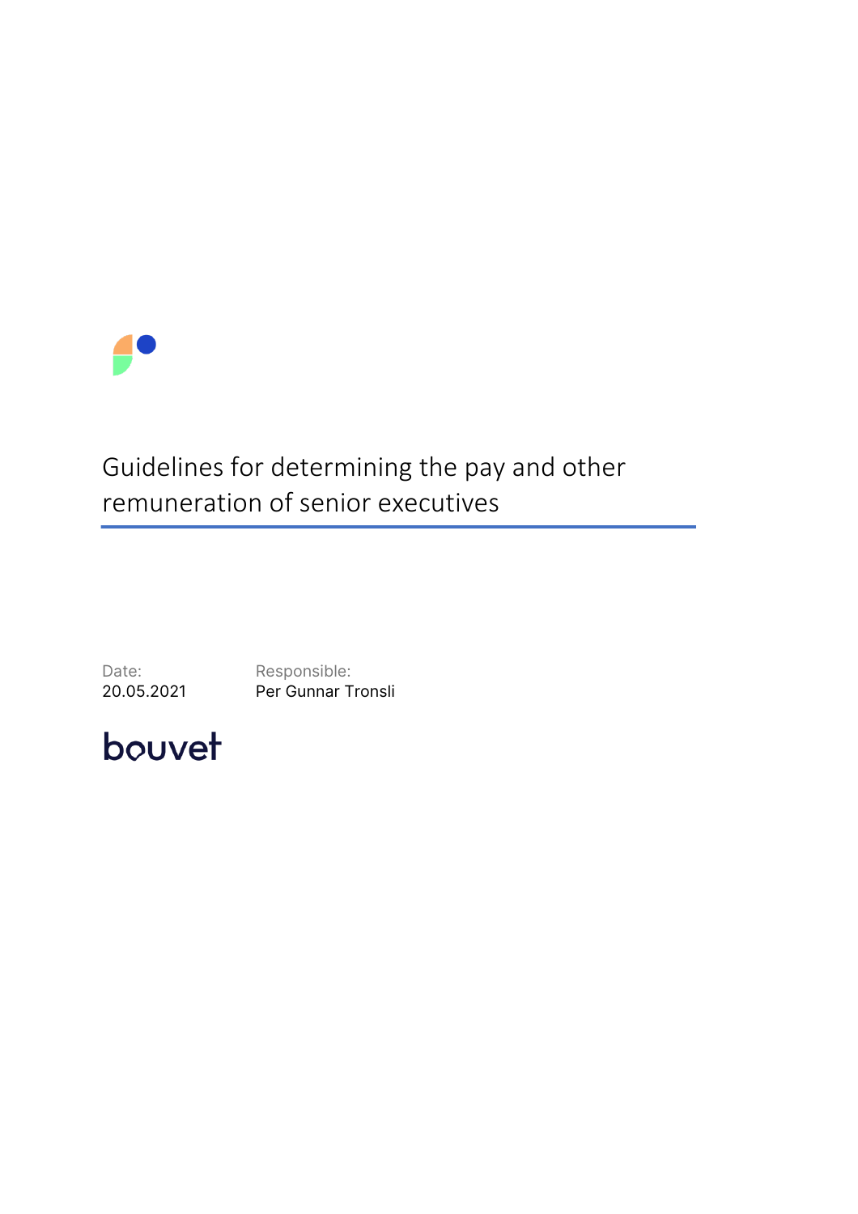# Guidelines for determining the pay and other remuneration of senior executives

| Date: | Responsible: |
| --- | --- |
| 20.05.2021 | Per Gunnar Tronsli |

bouvet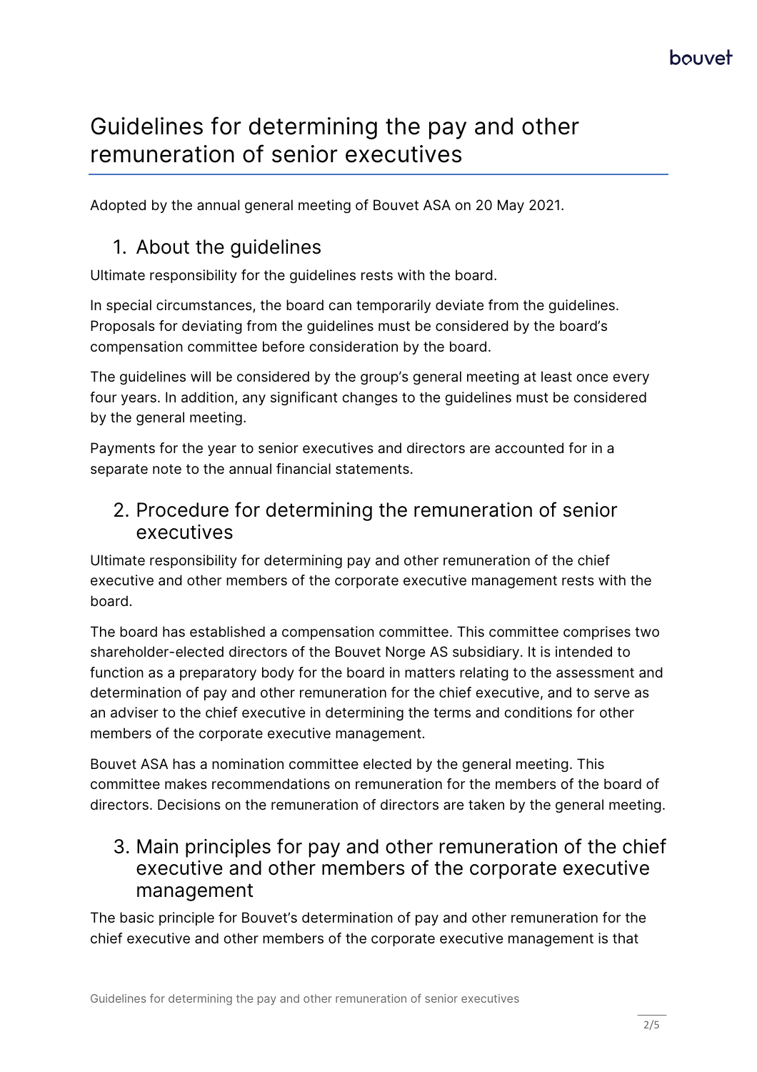# Guidelines for determining the pay and other remuneration of senior executives

Adopted by the annual general meeting of Bouvet ASA on 20 May 2021.

## 1. About the guidelines

Ultimate responsibility for the guidelines rests with the board.

In special circumstances, the board can temporarily deviate from the guidelines. Proposals for deviating from the guidelines must be considered by the board's compensation committee before consideration by the board.

The guidelines will be considered by the group's general meeting at least once every four years. In addition, any significant changes to the guidelines must be considered by the general meeting.

Payments for the year to senior executives and directors are accounted for in a separate note to the annual financial statements.

## 2. Procedure for determining the remuneration of senior executives

Ultimate responsibility for determining pay and other remuneration of the chief executive and other members of the corporate executive management rests with the board.

The board has established a compensation committee. This committee comprises two shareholder-elected directors of the Bouvet Norge AS subsidiary. It is intended to function as a preparatory body for the board in matters relating to the assessment and determination of pay and other remuneration for the chief executive, and to serve as an adviser to the chief executive in determining the terms and conditions for other members of the corporate executive management.

Bouvet ASA has a nomination committee elected by the general meeting. This committee makes recommendations on remuneration for the members of the board of directors. Decisions on the remuneration of directors are taken by the general meeting.

## 3. Main principles for pay and other remuneration of the chief executive and other members of the corporate executive management

The basic principle for Bouvet's determination of pay and other remuneration for the chief executive and other members of the corporate executive management is that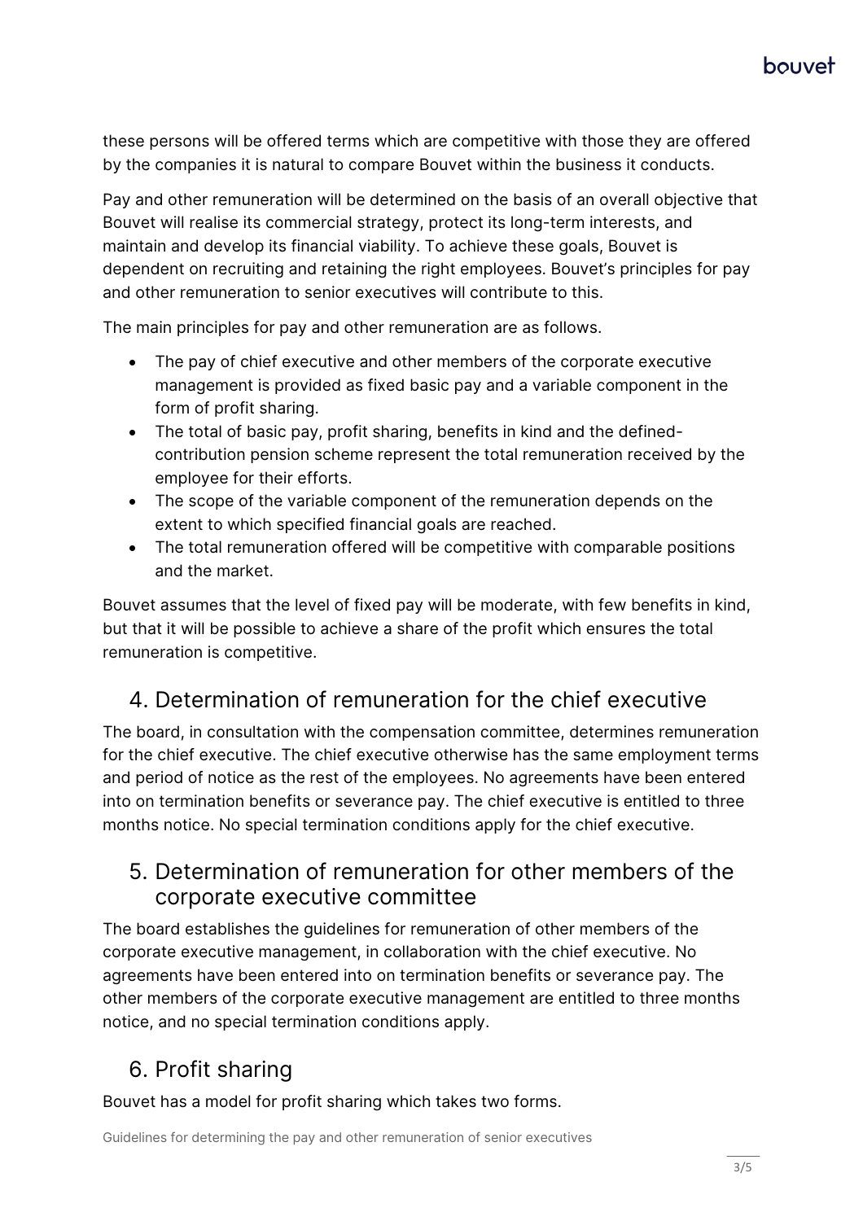these persons will be offered terms which are competitive with those they are offered by the companies it is natural to compare Bouvet within the business it conducts.

Pay and other remuneration will be determined on the basis of an overall objective that Bouvet will realise its commercial strategy, protect its long-term interests, and maintain and develop its financial viability. To achieve these goals, Bouvet is dependent on recruiting and retaining the right employees. Bouvet's principles for pay and other remuneration to senior executives will contribute to this.

The main principles for pay and other remuneration are as follows.

- The pay of chief executive and other members of the corporate executive management is provided as fixed basic pay and a variable component in the form of profit sharing.
- The total of basic pay, profit sharing, benefits in kind and the defined-contribution pension scheme represent the total remuneration received by the employee for their efforts.
- The scope of the variable component of the remuneration depends on the extent to which specified financial goals are reached.
- The total remuneration offered will be competitive with comparable positions and the market.

Bouvet assumes that the level of fixed pay will be moderate, with few benefits in kind, but that it will be possible to achieve a share of the profit which ensures the total remuneration is competitive.

## 4. Determination of remuneration for the chief executive

The board, in consultation with the compensation committee, determines remuneration for the chief executive. The chief executive otherwise has the same employment terms and period of notice as the rest of the employees. No agreements have been entered into on termination benefits or severance pay. The chief executive is entitled to three months notice. No special termination conditions apply for the chief executive.

## 5. Determination of remuneration for other members of the corporate executive committee

The board establishes the guidelines for remuneration of other members of the corporate executive management, in collaboration with the chief executive. No agreements have been entered into on termination benefits or severance pay. The other members of the corporate executive management are entitled to three months notice, and no special termination conditions apply.

## 6. Profit sharing

Bouvet has a model for profit sharing which takes two forms.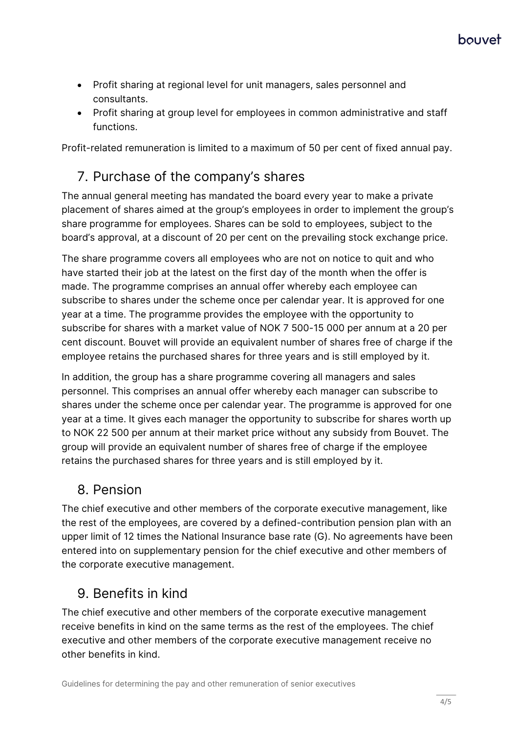- Profit sharing at regional level for unit managers, sales personnel and consultants.
- Profit sharing at group level for employees in common administrative and staff functions.

Profit-related remuneration is limited to a maximum of 50 per cent of fixed annual pay.

## 7. Purchase of the company's shares

The annual general meeting has mandated the board every year to make a private placement of shares aimed at the group's employees in order to implement the group's share programme for employees. Shares can be sold to employees, subject to the board's approval, at a discount of 20 per cent on the prevailing stock exchange price.

The share programme covers all employees who are not on notice to quit and who have started their job at the latest on the first day of the month when the offer is made. The programme comprises an annual offer whereby each employee can subscribe to shares under the scheme once per calendar year. It is approved for one year at a time. The programme provides the employee with the opportunity to subscribe for shares with a market value of NOK 7 500-15 000 per annum at a 20 per cent discount. Bouvet will provide an equivalent number of shares free of charge if the employee retains the purchased shares for three years and is still employed by it.

In addition, the group has a share programme covering all managers and sales personnel. This comprises an annual offer whereby each manager can subscribe to shares under the scheme once per calendar year. The programme is approved for one year at a time. It gives each manager the opportunity to subscribe for shares worth up to NOK 22 500 per annum at their market price without any subsidy from Bouvet. The group will provide an equivalent number of shares free of charge if the employee retains the purchased shares for three years and is still employed by it.

## 8. Pension

The chief executive and other members of the corporate executive management, like the rest of the employees, are covered by a defined-contribution pension plan with an upper limit of 12 times the National Insurance base rate (G). No agreements have been entered into on supplementary pension for the chief executive and other members of the corporate executive management.

## 9. Benefits in kind

The chief executive and other members of the corporate executive management receive benefits in kind on the same terms as the rest of the employees. The chief executive and other members of the corporate executive management receive no other benefits in kind.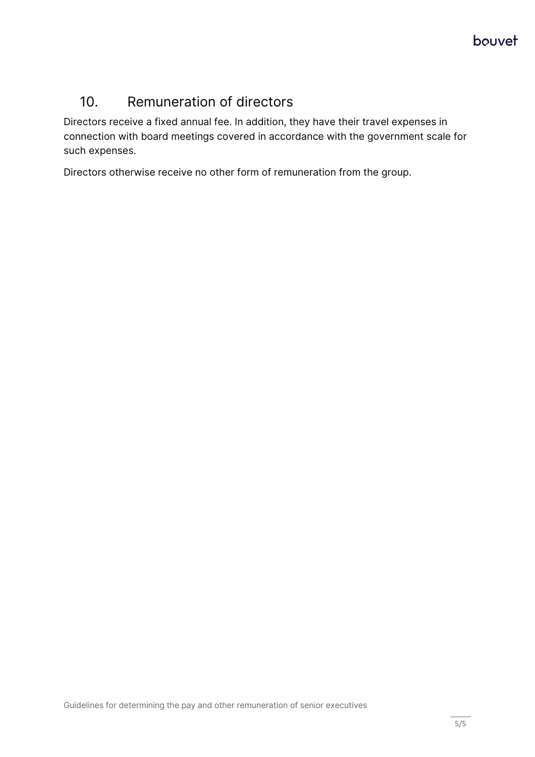## 10. Remuneration of directors

Directors receive a fixed annual fee. In addition, they have their travel expenses in connection with board meetings covered in accordance with the government scale for such expenses.

Directors otherwise receive no other form of remuneration from the group.